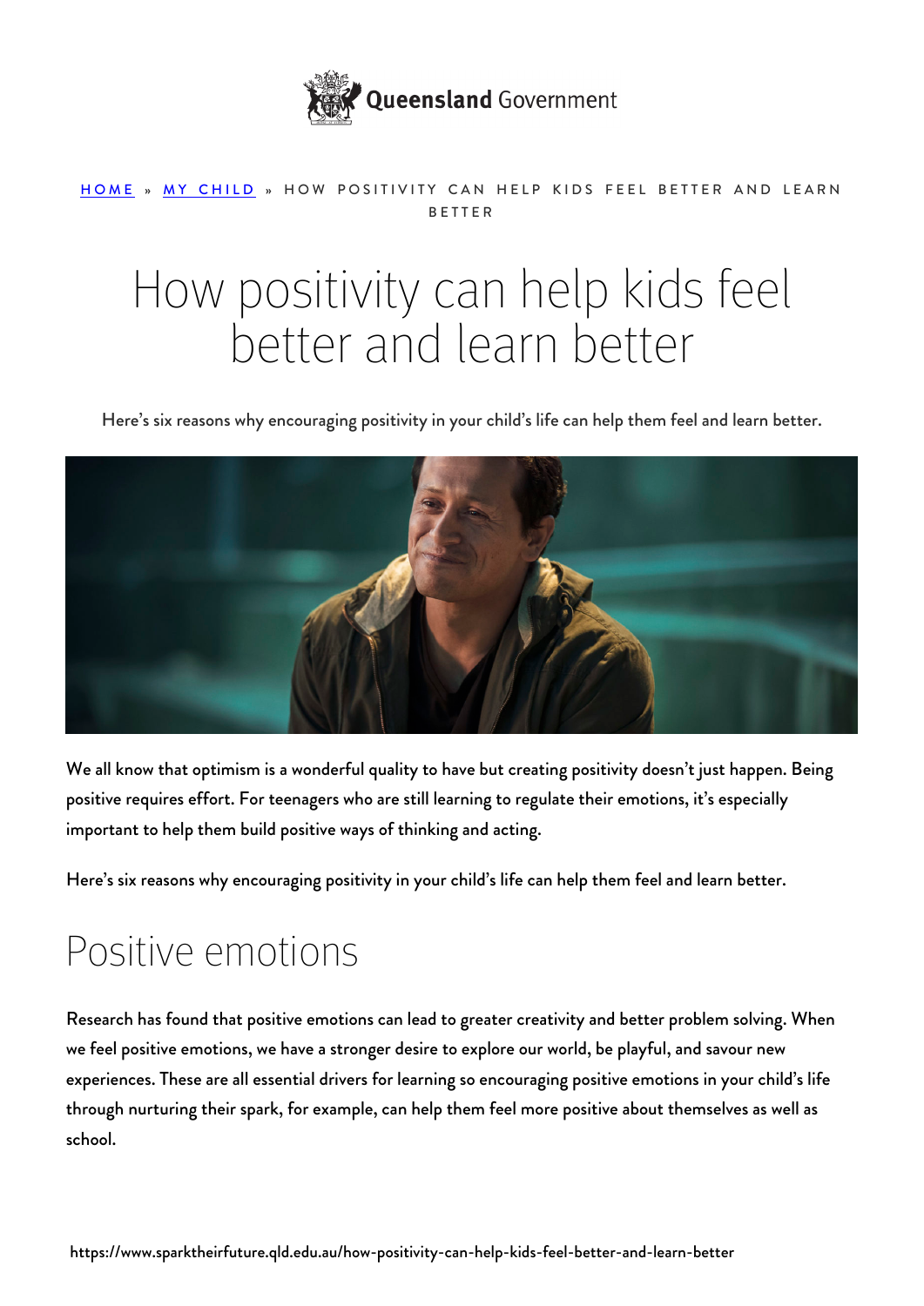HOME » MY CHILD » HOW POSITIVITY CAN HELP KIDS FEEL BETTER AND LEARN BETTER

# How positivity can help kids feel better and learn better

Here's six reasons why encouraging positivity in your child's life can help them feel and learn better.

We all know that optimism is a wonderful quality to have but creating positivity doesn't just happen. Being positive requires effort. For teenagers who are still learning to regulate their emotions, it's especially important to help them build positive ways of thinking and acting.

Here's six reasons why encouraging positivity in your child's life can help them feel and learn better.

## Positive emotions

Research has found that positive emotions can lead to greater creativity and better problem solving. When we feel positive emotions, we have a stronger desire to explore our world, be playful, and savour new experiences. These are all essential drivers for learning so encouraging positive emotions in your child's life through nurturing their spark, for example, can help them feel more positive about themselves as well as school.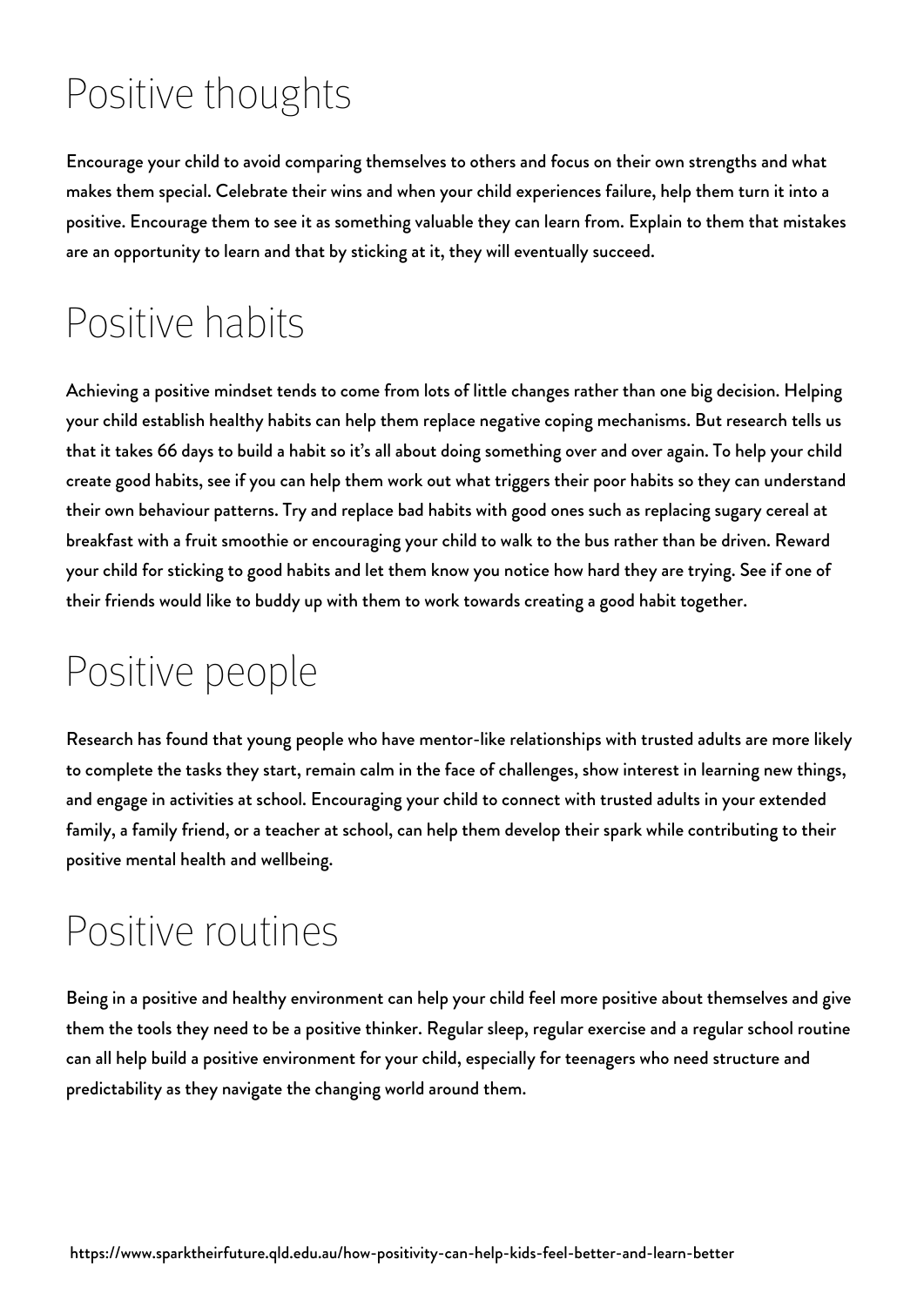# Positive thoughts

Encourage your child to avoid comparing themselves to others and focus on their own strengths and what makes them special. Celebrate their wins and when your child experiences failure, help them turn it into a positive. Encourage them to see it as something valuable they can learn from. Explain to them that mistakes are an opportunity to learn and that by sticking at it, they will eventually succeed.

# Positive habits

Achieving a positive mindset tends to come from lots of little changes rather than one big decision. Helping your child establish healthy habits can help them replace negative coping mechanisms. But research tells us that it takes 66 days to build a habit so it's all about doing something over and over again. To help your child create good habits, see if you can help them work out what triggers their poor habits so they can understand their own behaviour patterns. Try and replace bad habits with good ones such as replacing sugary cereal at breakfast with a fruit smoothie or encouraging your child to walk to the bus rather than be driven. Reward your child for sticking to good habits and let them know you notice how hard they are trying. See if one of their friends would like to buddy up with them to work towards creating a good habit together.

# Positive people

Research has found that young people who have mentor-like relationships with trusted adults are more likely to complete the tasks they start, remain calm in the face of challenges, show interest in learning new things, and engage in activities at school. Encouraging your child to connect with trusted adults in your extended family, a family friend, or a teacher at school, can help them develop their spark while contributing to their positive mental health and wellbeing.

# Positive routines

Being in a positive and healthy environment can help your child feel more positive about themselves and give them the tools they need to be a positive thinker. Regular sleep, regular exercise and a regular school routine can all help build a positive environment for your child, especially for teenagers who need structure and predictability as they navigate the changing world around them.

https://www.sparktheirfuture.qld.edu.au/how-positivity-can-help-kids-feel-better-and-learn-better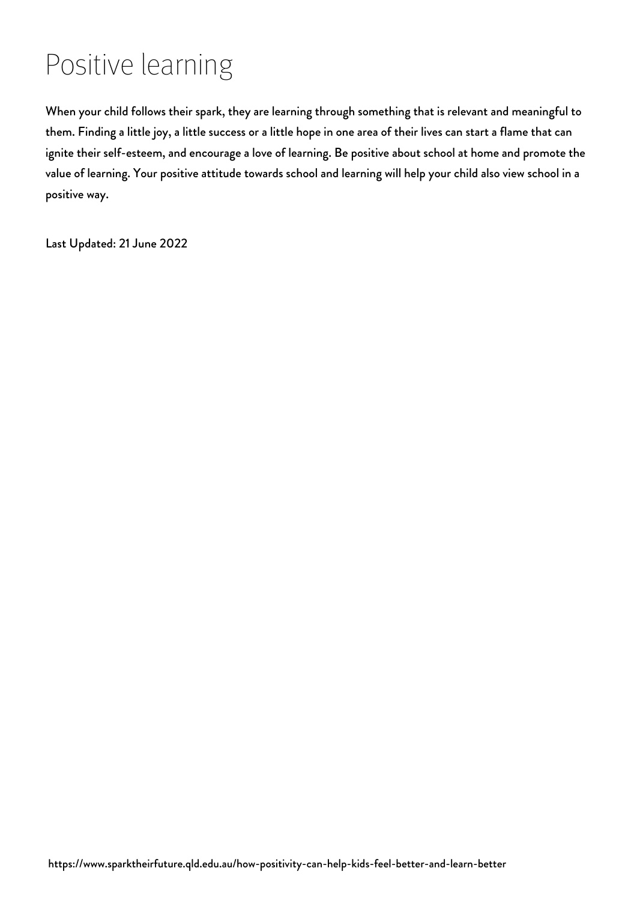# Positive learning

When your child follows their spark, they are learning through something that is relevant and meaningful to them. Finding a little joy, a little success or a little hope in one area of their lives can start a flame that can ignite their self-esteem, and encourage a love of learning. Be positive about school at home and promote the value of learning. Your positive attitude towards school and learning will help your child also view school in a positive way.

Last Updated: 21 June 2022

https://www.sparktheirfuture.qld.edu.au/how-positivity-can-help-kids-feel-better-and-learn-better